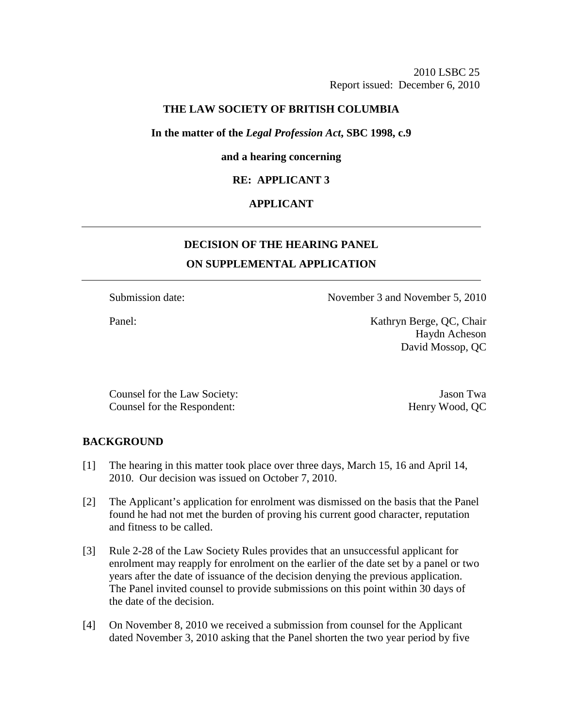2010 LSBC 25
Report issued: December 6, 2010

**THE LAW SOCIETY OF BRITISH COLUMBIA**

**In the matter of the *Legal Profession Act*, SBC 1998, c.9**

**and a hearing concerning**

**RE: APPLICANT 3**

**APPLICANT**

---

**DECISION OF THE HEARING PANEL**

**ON SUPPLEMENTAL APPLICATION**

---

| | |
|---|---|
| Submission date: | November 3 and November 5, 2010 |
| Panel: | Kathryn Berge, QC, Chair<br>Haydn Acheson<br>David Mossop, QC |
| Counsel for the Law Society: | Jason Twa |
| Counsel for the Respondent: | Henry Wood, QC |

## BACKGROUND

[1] The hearing in this matter took place over three days, March 15, 16 and April 14, 2010. Our decision was issued on October 7, 2010.

[2] The Applicant's application for enrolment was dismissed on the basis that the Panel found he had not met the burden of proving his current good character, reputation and fitness to be called.

[3] Rule 2-28 of the Law Society Rules provides that an unsuccessful applicant for enrolment may reapply for enrolment on the earlier of the date set by a panel or two years after the date of issuance of the decision denying the previous application. The Panel invited counsel to provide submissions on this point within 30 days of the date of the decision.

[4] On November 8, 2010 we received a submission from counsel for the Applicant dated November 3, 2010 asking that the Panel shorten the two year period by five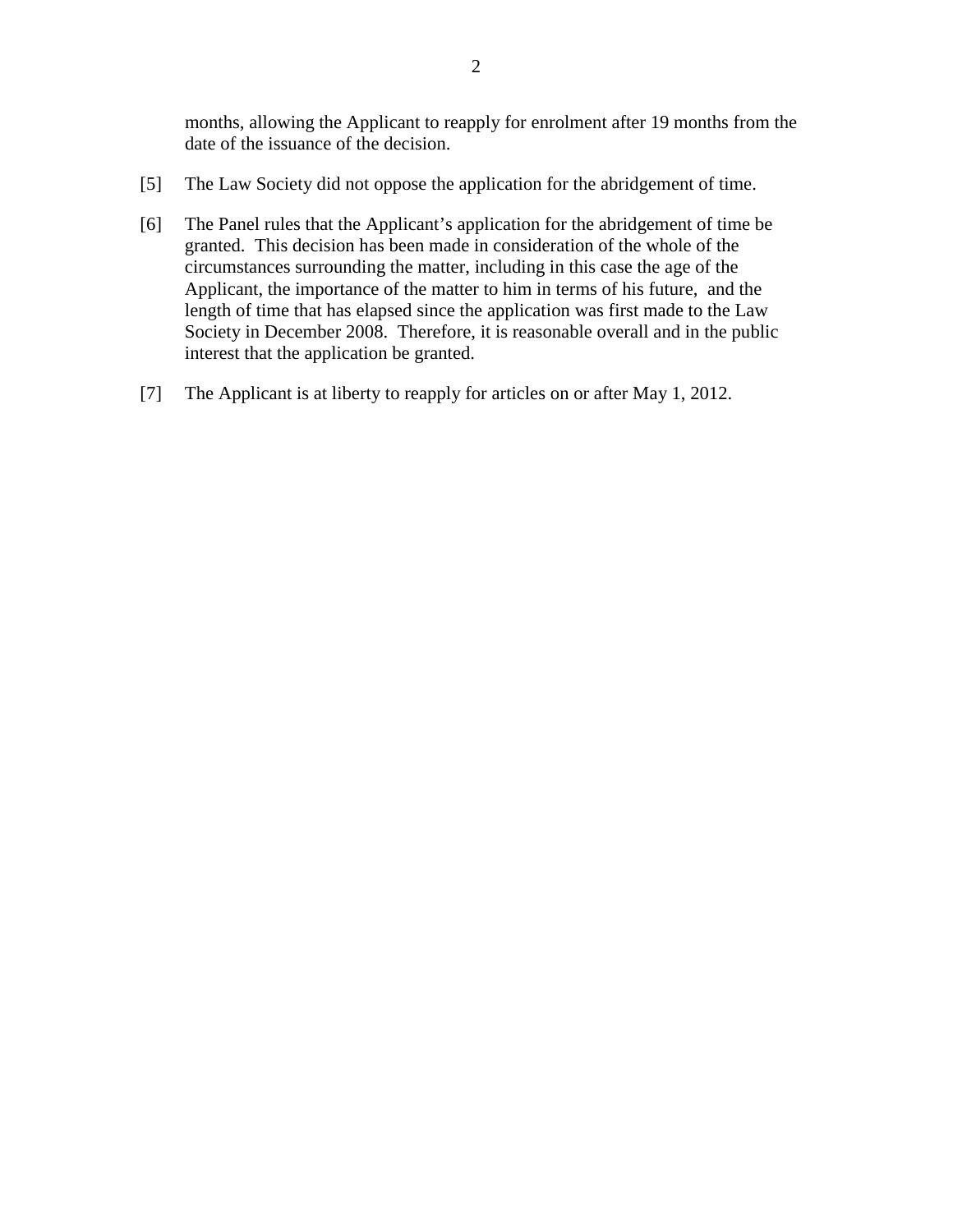months, allowing the Applicant to reapply for enrolment after 19 months from the date of the issuance of the decision.

[5] The Law Society did not oppose the application for the abridgement of time.

[6] The Panel rules that the Applicant's application for the abridgement of time be granted. This decision has been made in consideration of the whole of the circumstances surrounding the matter, including in this case the age of the Applicant, the importance of the matter to him in terms of his future, and the length of time that has elapsed since the application was first made to the Law Society in December 2008. Therefore, it is reasonable overall and in the public interest that the application be granted.

[7] The Applicant is at liberty to reapply for articles on or after May 1, 2012.